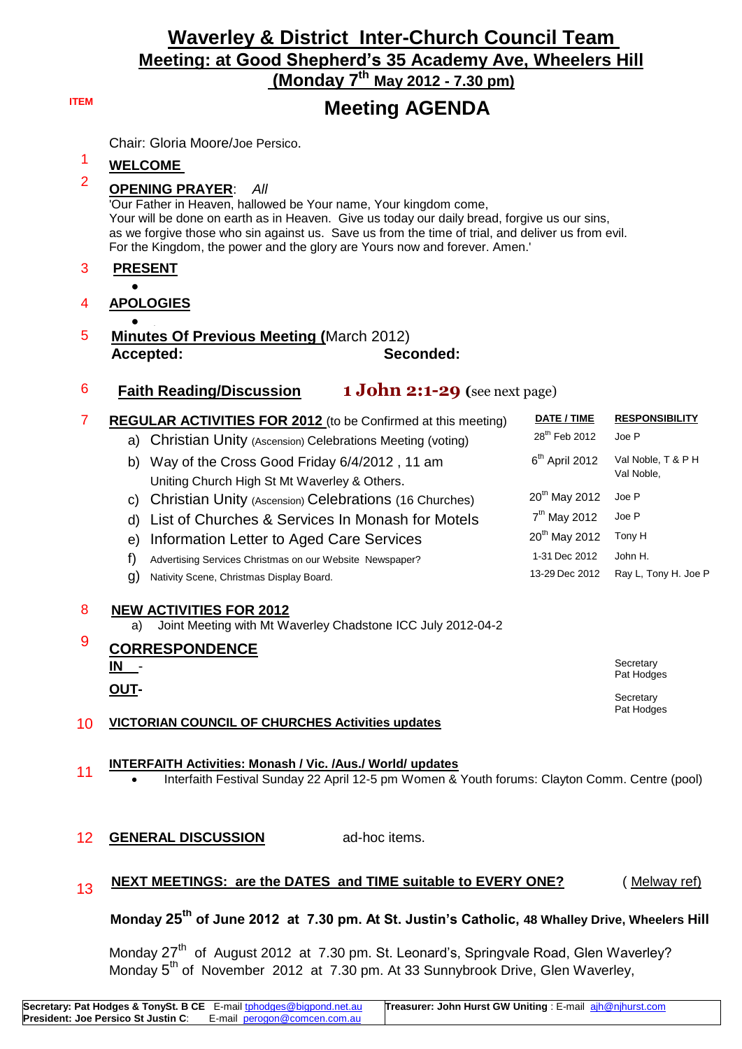# Waverley & District Inter-Church Council Team

## Meeting: at Good Shepherd's 35 Academy Ave, Wheelers Hill

## (Monday 7th May 2012 - 7.30 pm)

**ITEM**

# Meeting AGENDA

Chair: Gloria Moore/Joe Persico.

1 **WELCOME**

2 **OPENING PRAYER**: *All*

'Our Father in Heaven, hallowed be Your name, Your kingdom come,
Your will be done on earth as in Heaven. Give us today our daily bread, forgive us our sins,
as we forgive those who sin against us. Save us from the time of trial, and deliver us from evil.
For the Kingdom, the power and the glory are Yours now and forever. Amen.'

3 **PRESENT**

-

4 **APOLOGIES**

-

5 **Minutes Of Previous Meeting (**March 2012)
**Accepted:** **Seconded:**

6 **Faith Reading/Discussion** **1 John 2:1-29** (see next page)

7 **REGULAR ACTIVITIES FOR 2012** (to be Confirmed at this meeting)

| | DATE / TIME | RESPONSIBILITY |
|---|---|---|
| a) Christian Unity (Ascension) Celebrations Meeting (voting) | 28th Feb 2012 | Joe P |
| b) Way of the Cross Good Friday 6/4/2012 , 11 am Uniting Church High St Mt Waverley & Others. | 6th April 2012 | Val Noble, T & P H Val Noble, |
| c) Christian Unity (Ascension) Celebrations (16 Churches) | 20th May 2012 | Joe P |
| d) List of Churches & Services In Monash for Motels | 7th May 2012 | Joe P |
| e) Information Letter to Aged Care Services | 20th May 2012 | Tony H |
| f) Advertising Services Christmas on our Website Newspaper? | 1-31 Dec 2012 | John H. |
| g) Nativity Scene, Christmas Display Board. | 13-29 Dec 2012 | Ray L, Tony H. Joe P |

8 **NEW ACTIVITIES FOR 2012**

a) Joint Meeting with Mt Waverley Chadstone ICC July 2012-04-2

9 **CORRESPONDENCE**

**IN** - Secretary Pat Hodges

**OUT-** Secretary Pat Hodges

10 **VICTORIAN COUNCIL OF CHURCHES Activities updates**

11 **INTERFAITH Activities: Monash / Vic. /Aus./ World/ updates**

- Interfaith Festival Sunday 22 April 12-5 pm Women & Youth forums: Clayton Comm. Centre (pool)

12 **GENERAL DISCUSSION** ad-hoc items.

13 **NEXT MEETINGS: are the DATES and TIME suitable to EVERY ONE?** ( Melway ref)

**Monday 25th of June 2012 at 7.30 pm. At St. Justin's Catholic, 48 Whalley Drive, Wheelers Hill**

Monday 27th of August 2012 at 7.30 pm. St. Leonard's, Springvale Road, Glen Waverley?
Monday 5th of November 2012 at 7.30 pm. At 33 Sunnybrook Drive, Glen Waverley,

| | |
|---|---|
| **Secretary: Pat Hodges & TonySt. B CE** E-mail tphodges@bigpond.net.au **President: Joe Persico St Justin C**: E-mail perogon@comcen.com.au | **Treasurer: John Hurst GW Uniting** : E-mail ajh@njhurst.com |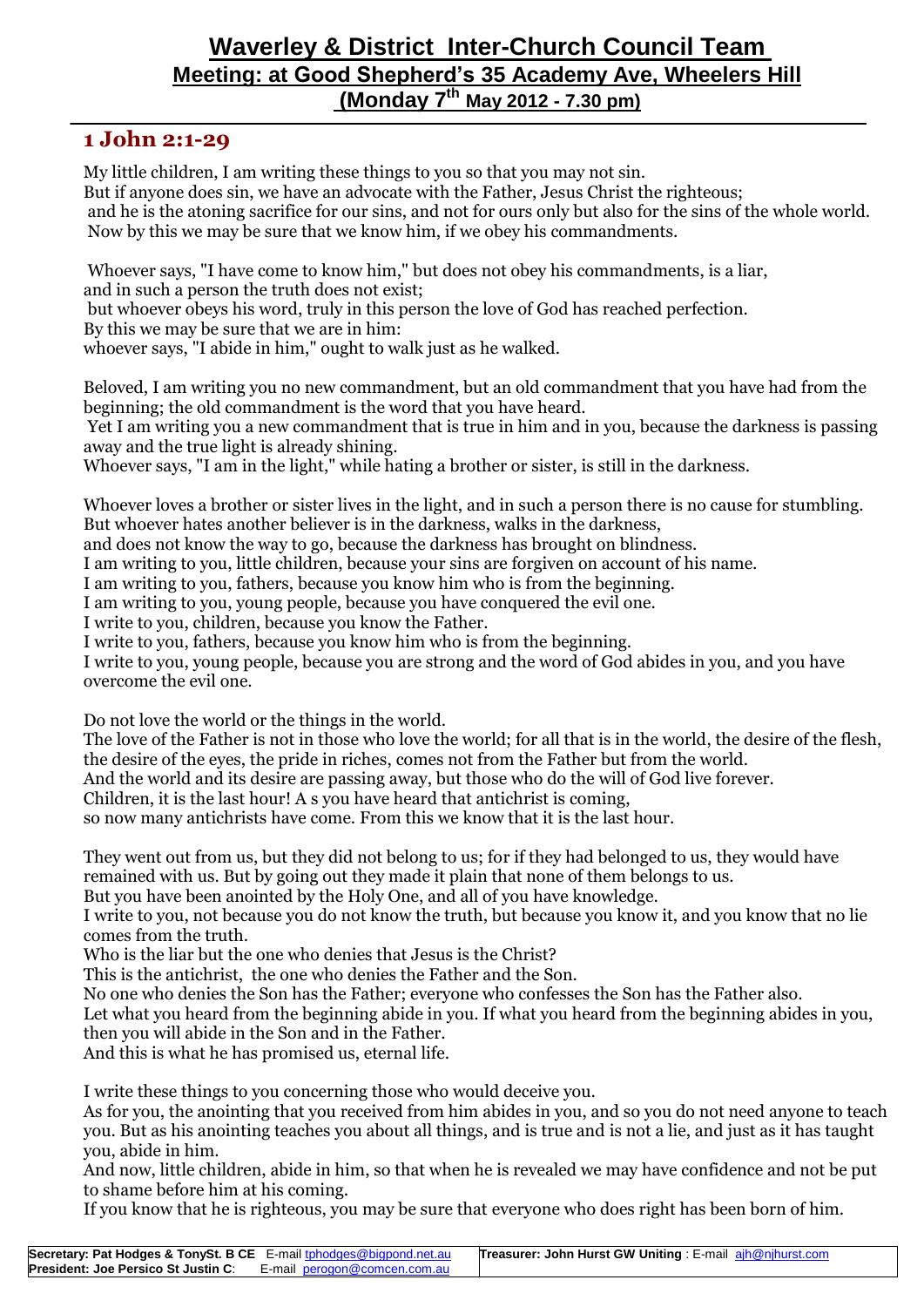# Waverley & District Inter-Church Council Team

## Meeting: at Good Shepherd's 35 Academy Ave, Wheelers Hill

## (Monday 7th May 2012 - 7.30 pm)

### 1 John 2:1-29

My little children, I am writing these things to you so that you may not sin.
But if anyone does sin, we have an advocate with the Father, Jesus Christ the righteous;
and he is the atoning sacrifice for our sins, and not for ours only but also for the sins of the whole world.
Now by this we may be sure that we know him, if we obey his commandments.

Whoever says, "I have come to know him," but does not obey his commandments, is a liar,
and in such a person the truth does not exist;
but whoever obeys his word, truly in this person the love of God has reached perfection.
By this we may be sure that we are in him:
whoever says, "I abide in him," ought to walk just as he walked.

Beloved, I am writing you no new commandment, but an old commandment that you have had from the beginning; the old commandment is the word that you have heard.
Yet I am writing you a new commandment that is true in him and in you, because the darkness is passing away and the true light is already shining.
Whoever says, "I am in the light," while hating a brother or sister, is still in the darkness.

Whoever loves a brother or sister lives in the light, and in such a person there is no cause for stumbling.
But whoever hates another believer is in the darkness, walks in the darkness,
and does not know the way to go, because the darkness has brought on blindness.
I am writing to you, little children, because your sins are forgiven on account of his name.
I am writing to you, fathers, because you know him who is from the beginning.
I am writing to you, young people, because you have conquered the evil one.
I write to you, children, because you know the Father.
I write to you, fathers, because you know him who is from the beginning.
I write to you, young people, because you are strong and the word of God abides in you, and you have overcome the evil one.

Do not love the world or the things in the world.
The love of the Father is not in those who love the world; for all that is in the world, the desire of the flesh, the desire of the eyes, the pride in riches, comes not from the Father but from the world.
And the world and its desire are passing away, but those who do the will of God live forever.
Children, it is the last hour! A s you have heard that antichrist is coming,
so now many antichrists have come. From this we know that it is the last hour.

They went out from us, but they did not belong to us; for if they had belonged to us, they would have remained with us. But by going out they made it plain that none of them belongs to us.
But you have been anointed by the Holy One, and all of you have knowledge.
I write to you, not because you do not know the truth, but because you know it, and you know that no lie comes from the truth.
Who is the liar but the one who denies that Jesus is the Christ?
This is the antichrist, the one who denies the Father and the Son.
No one who denies the Son has the Father; everyone who confesses the Son has the Father also.
Let what you heard from the beginning abide in you. If what you heard from the beginning abides in you, then you will abide in the Son and in the Father.
And this is what he has promised us, eternal life.

I write these things to you concerning those who would deceive you.
As for you, the anointing that you received from him abides in you, and so you do not need anyone to teach you. But as his anointing teaches you about all things, and is true and is not a lie, and just as it has taught you, abide in him.
And now, little children, abide in him, so that when he is revealed we may have confidence and not be put to shame before him at his coming.
If you know that he is righteous, you may be sure that everyone who does right has been born of him.

| | |
|---|---|
| **Secretary: Pat Hodges & TonySt. B CE** E-mail tphodges@bigpond.net.au | **Treasurer: John Hurst GW Uniting** : E-mail ajh@njhurst.com |
| **President: Joe Persico St Justin C**: E-mail perogon@comcen.com.au | |